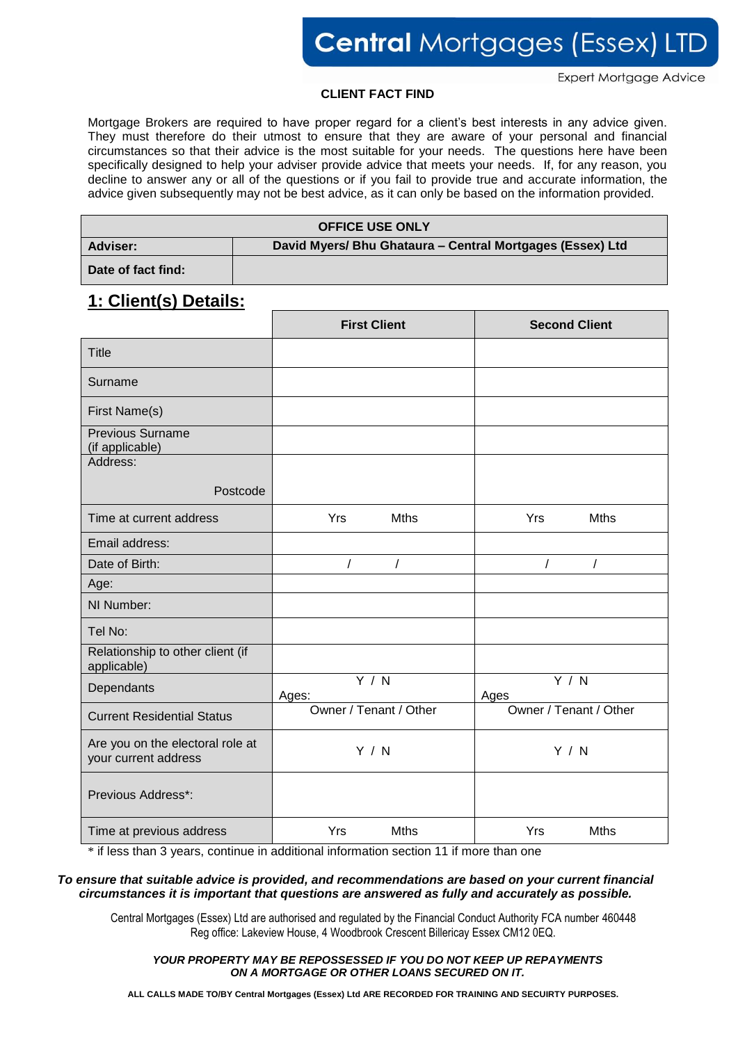# Central Mortgages (Essex) LTD

Expert Mortgage Advice

**CLIENT FACT FIND**

Mortgage Brokers are required to have proper regard for a client's best interests in any advice given. They must therefore do their utmost to ensure that they are aware of your personal and financial circumstances so that their advice is the most suitable for your needs. The questions here have been specifically designed to help your adviser provide advice that meets your needs. If, for any reason, you decline to answer any or all of the questions or if you fail to provide true and accurate information, the advice given subsequently may not be best advice, as it can only be based on the information provided.

| OFFICE USE ONLY | |
|---|---|
| **Adviser:** | **David Myers/ Bhu Ghataura – Central Mortgages (Essex) Ltd** |
| **Date of fact find:** | |

## 1: Client(s) Details:

| | **First Client** | **Second Client** |
|---|---|---|
| Title | | |
| Surname | | |
| First Name(s) | | |
| Previous Surname (if applicable) | | |
| Address: Postcode | | |
| Time at current address | Yrs Mths | Yrs Mths |
| Email address: | | |
| Date of Birth: | / / | / / |
| Age: | | |
| NI Number: | | |
| Tel No: | | |
| Relationship to other client (if applicable) | | |
| Dependants | Y / N Ages: | Y / N Ages |
| Current Residential Status | Owner / Tenant / Other | Owner / Tenant / Other |
| Are you on the electoral role at your current address | Y / N | Y / N |
| Previous Address*: | | |
| Time at previous address | Yrs Mths | Yrs Mths |

* if less than 3 years, continue in additional information section 11 if more than one

***To ensure that suitable advice is provided, and recommendations are based on your current financial circumstances it is important that questions are answered as fully and accurately as possible.***

Central Mortgages (Essex) Ltd are authorised and regulated by the Financial Conduct Authority FCA number 460448
Reg office: Lakeview House, 4 Woodbrook Crescent Billericay Essex CM12 0EQ.

***YOUR PROPERTY MAY BE REPOSSESSED IF YOU DO NOT KEEP UP REPAYMENTS ON A MORTGAGE OR OTHER LOANS SECURED ON IT.***

**ALL CALLS MADE TO/BY Central Mortgages (Essex) Ltd ARE RECORDED FOR TRAINING AND SECUIRTY PURPOSES.**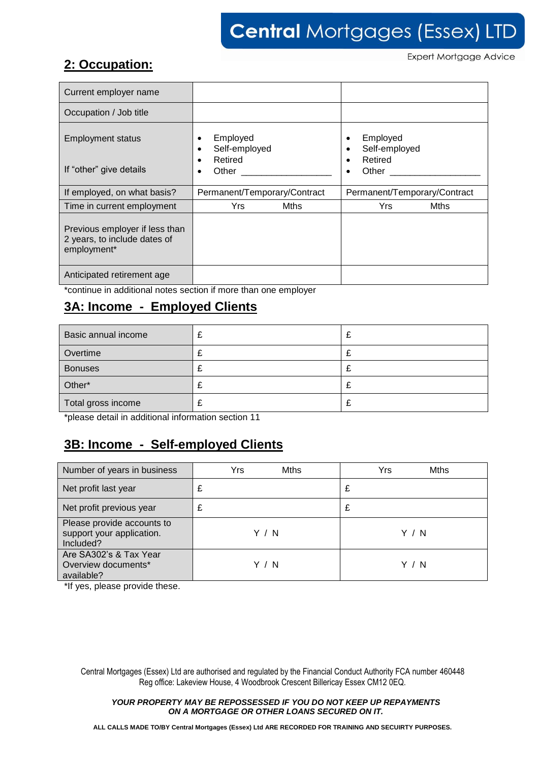## 2: Occupation:

| | | |
|---|---|---|
| Current employer name | | |
| Occupation / Job title | | |
| Employment status<br><br>If "other" give details | • Employed<br>• Self-employed<br>• Retired<br>• Other _______________ | • Employed<br>• Self-employed<br>• Retired<br>• Other _______________ |
| If employed, on what basis? | Permanent/Temporary/Contract | Permanent/Temporary/Contract |
| Time in current employment | Yrs Mths | Yrs Mths |
| Previous employer if less than 2 years, to include dates of employment* | | |
| Anticipated retirement age | | |

*continue in additional notes section if more than one employer

## 3A: Income - Employed Clients

| | | |
|---|---|---|
| Basic annual income | £ | £ |
| Overtime | £ | £ |
| Bonuses | £ | £ |
| Other* | £ | £ |
| Total gross income | £ | £ |

*please detail in additional information section 11

## 3B: Income - Self-employed Clients

| | | |
|---|---|---|
| Number of years in business | Yrs Mths | Yrs Mths |
| Net profit last year | £ | £ |
| Net profit previous year | £ | £ |
| Please provide accounts to support your application. Included? | Y / N | Y / N |
| Are SA302's & Tax Year Overview documents* available? | Y / N | Y / N |

*If yes, please provide these.

Central Mortgages (Essex) Ltd are authorised and regulated by the Financial Conduct Authority FCA number 460448
Reg office: Lakeview House, 4 Woodbrook Crescent Billericay Essex CM12 0EQ.

***YOUR PROPERTY MAY BE REPOSSESSED IF YOU DO NOT KEEP UP REPAYMENTS ON A MORTGAGE OR OTHER LOANS SECURED ON IT.***

**ALL CALLS MADE TO/BY Central Mortgages (Essex) Ltd ARE RECORDED FOR TRAINING AND SECUIRTY PURPOSES.**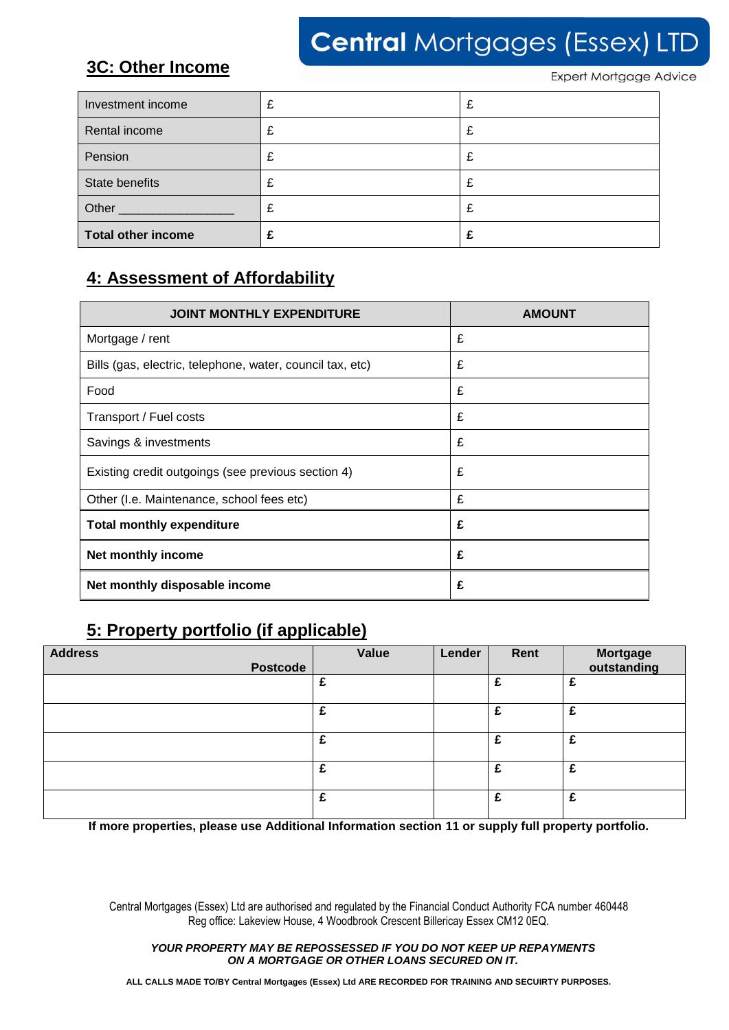**Central Mortgages (Essex) LTD**

Expert Mortgage Advice

## 3C: Other Income

| | | |
|---|---|---|
| Investment income | £ | £ |
| Rental income | £ | £ |
| Pension | £ | £ |
| State benefits | £ | £ |
| Other ________________ | £ | £ |
| **Total other income** | **£** | **£** |

## 4: Assessment of Affordability

| JOINT MONTHLY EXPENDITURE | AMOUNT |
|---|---|
| Mortgage / rent | £ |
| Bills (gas, electric, telephone, water, council tax, etc) | £ |
| Food | £ |
| Transport / Fuel costs | £ |
| Savings & investments | £ |
| Existing credit outgoings (see previous section 4) | £ |
| Other (I.e. Maintenance, school fees etc) | £ |
| **Total monthly expenditure** | **£** |
| **Net monthly income** | **£** |
| **Net monthly disposable income** | **£** |

## 5: Property portfolio (if applicable)

| Address Postcode | Value | Lender | Rent | Mortgage outstanding |
|---|---|---|---|---|
| | £ | | £ | £ |
| | £ | | £ | £ |
| | £ | | £ | £ |
| | £ | | £ | £ |
| | £ | | £ | £ |

**If more properties, please use Additional Information section 11 or supply full property portfolio.**

Central Mortgages (Essex) Ltd are authorised and regulated by the Financial Conduct Authority FCA number 460448
Reg office: Lakeview House, 4 Woodbrook Crescent Billericay Essex CM12 0EQ.

***YOUR PROPERTY MAY BE REPOSSESSED IF YOU DO NOT KEEP UP REPAYMENTS ON A MORTGAGE OR OTHER LOANS SECURED ON IT.***

**ALL CALLS MADE TO/BY Central Mortgages (Essex) Ltd ARE RECORDED FOR TRAINING AND SECUIRTY PURPOSES.**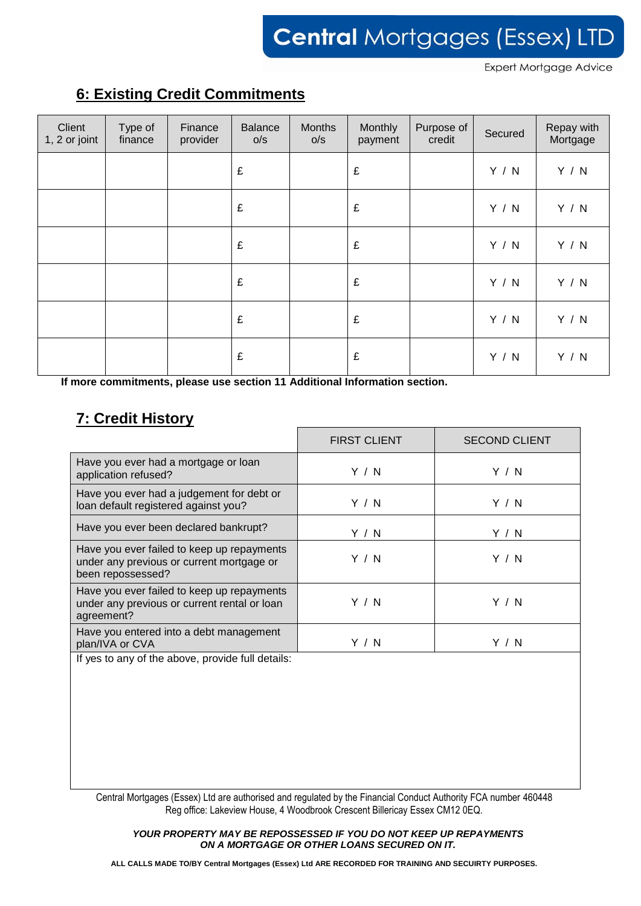## 6: Existing Credit Commitments

| Client 1, 2 or joint | Type of finance | Finance provider | Balance o/s | Months o/s | Monthly payment | Purpose of credit | Secured | Repay with Mortgage |
|---|---|---|---|---|---|---|---|---|
| | | | £ | | £ | | Y / N | Y / N |
| | | | £ | | £ | | Y / N | Y / N |
| | | | £ | | £ | | Y / N | Y / N |
| | | | £ | | £ | | Y / N | Y / N |
| | | | £ | | £ | | Y / N | Y / N |
| | | | £ | | £ | | Y / N | Y / N |

**If more commitments, please use section 11 Additional Information section.**

## 7: Credit History

| | FIRST CLIENT | SECOND CLIENT |
|---|---|---|
| Have you ever had a mortgage or loan application refused? | Y / N | Y / N |
| Have you ever had a judgement for debt or loan default registered against you? | Y / N | Y / N |
| Have you ever been declared bankrupt? | Y / N | Y / N |
| Have you ever failed to keep up repayments under any previous or current mortgage or been repossessed? | Y / N | Y / N |
| Have you ever failed to keep up repayments under any previous or current rental or loan agreement? | Y / N | Y / N |
| Have you entered into a debt management plan/IVA or CVA | Y / N | Y / N |

If yes to any of the above, provide full details:

Central Mortgages (Essex) Ltd are authorised and regulated by the Financial Conduct Authority FCA number 460448
Reg office: Lakeview House, 4 Woodbrook Crescent Billericay Essex CM12 0EQ.

***YOUR PROPERTY MAY BE REPOSSESSED IF YOU DO NOT KEEP UP REPAYMENTS ON A MORTGAGE OR OTHER LOANS SECURED ON IT.***

**ALL CALLS MADE TO/BY Central Mortgages (Essex) Ltd ARE RECORDED FOR TRAINING AND SECUIRTY PURPOSES.**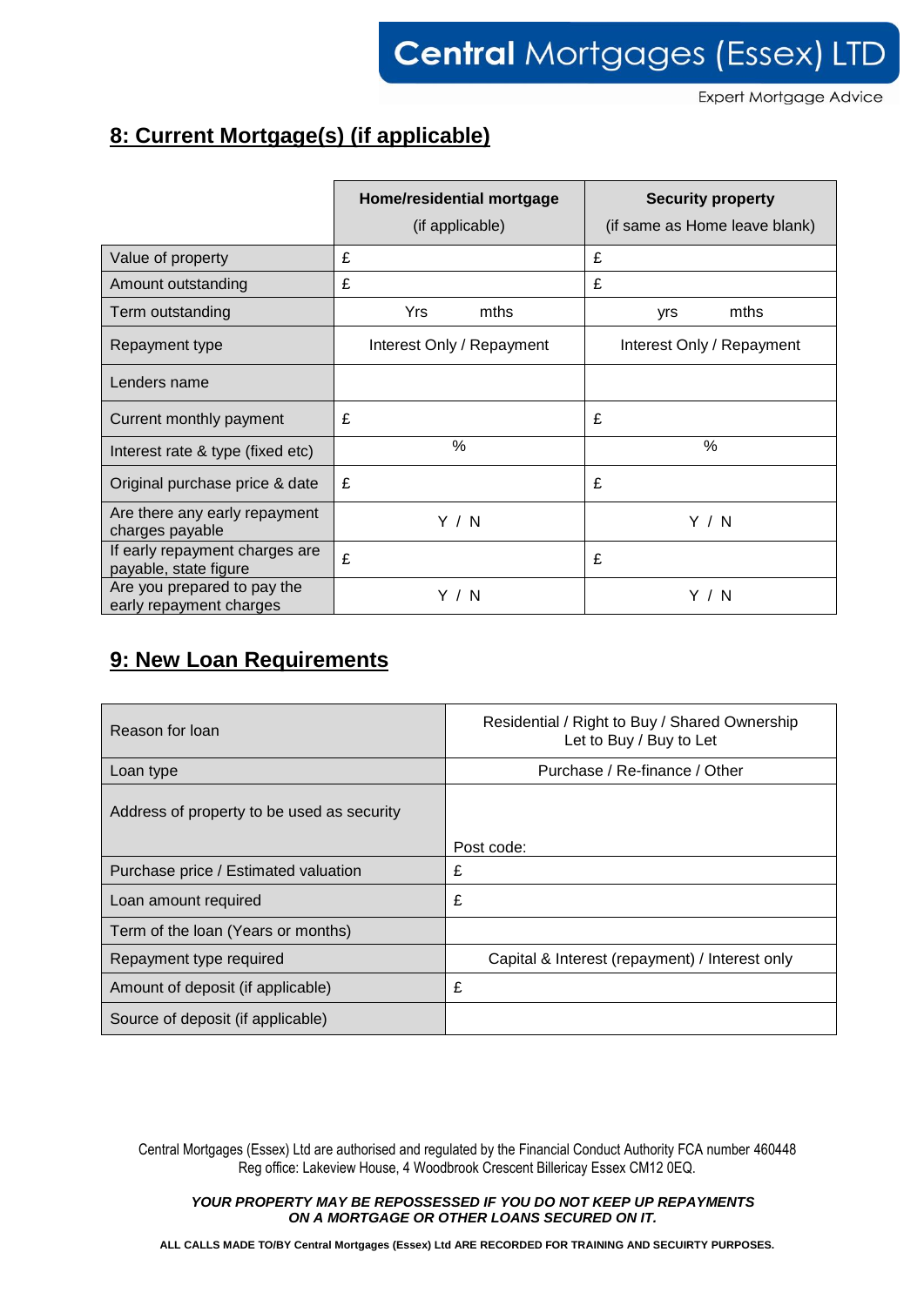## 8: Current Mortgage(s) (if applicable)

| | **Home/residential mortgage** (if applicable) | **Security property** (if same as Home leave blank) |
|---|---|---|
| Value of property | £ | £ |
| Amount outstanding | £ | £ |
| Term outstanding | Yrs mths | yrs mths |
| Repayment type | Interest Only / Repayment | Interest Only / Repayment |
| Lenders name | | |
| Current monthly payment | £ | £ |
| Interest rate & type (fixed etc) | % | % |
| Original purchase price & date | £ | £ |
| Are there any early repayment charges payable | Y / N | Y / N |
| If early repayment charges are payable, state figure | £ | £ |
| Are you prepared to pay the early repayment charges | Y / N | Y / N |

## 9: New Loan Requirements

| | |
|---|---|
| Reason for loan | Residential / Right to Buy / Shared Ownership Let to Buy / Buy to Let |
| Loan type | Purchase / Re-finance / Other |
| Address of property to be used as security | Post code: |
| Purchase price / Estimated valuation | £ |
| Loan amount required | £ |
| Term of the loan (Years or months) | |
| Repayment type required | Capital & Interest (repayment) / Interest only |
| Amount of deposit (if applicable) | £ |
| Source of deposit (if applicable) | |

Central Mortgages (Essex) Ltd are authorised and regulated by the Financial Conduct Authority FCA number 460448
Reg office: Lakeview House, 4 Woodbrook Crescent Billericay Essex CM12 0EQ.

***YOUR PROPERTY MAY BE REPOSSESSED IF YOU DO NOT KEEP UP REPAYMENTS ON A MORTGAGE OR OTHER LOANS SECURED ON IT.***

**ALL CALLS MADE TO/BY Central Mortgages (Essex) Ltd ARE RECORDED FOR TRAINING AND SECUIRTY PURPOSES.**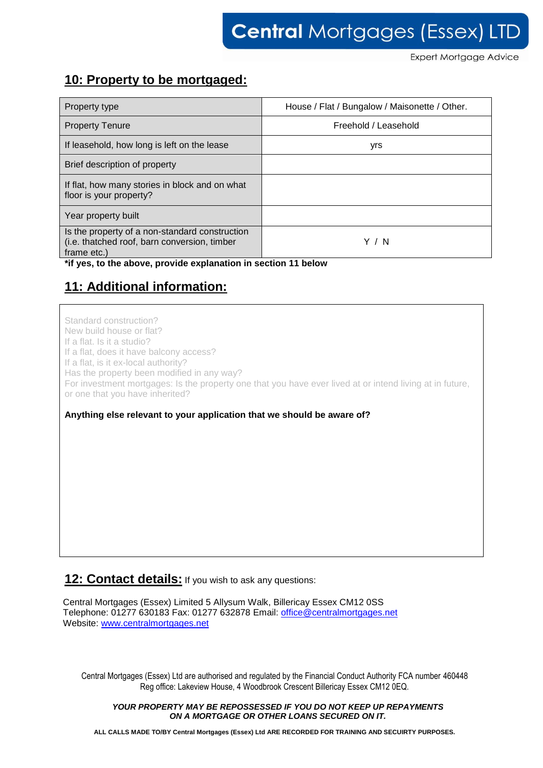## 10: Property to be mortgaged:

| Property type | House / Flat / Bungalow / Maisonette / Other. |
|---|---|
| Property Tenure | Freehold / Leasehold |
| If leasehold, how long is left on the lease | yrs |
| Brief description of property | |
| If flat, how many stories in block and on what floor is your property? | |
| Year property built | |
| Is the property of a non-standard construction (i.e. thatched roof, barn conversion, timber frame etc.) | Y / N |

**\*if yes, to the above, provide explanation in section 11 below**

## 11: Additional information:

Standard construction?
New build house or flat?
If a flat. Is it a studio?
If a flat, does it have balcony access?
If a flat, is it ex-local authority?
Has the property been modified in any way?
For investment mortgages: Is the property one that you have ever lived at or intend living at in future, or one that you have inherited?

**Anything else relevant to your application that we should be aware of?**

## 12: Contact details: If you wish to ask any questions:

Central Mortgages (Essex) Limited 5 Allysum Walk, Billericay Essex CM12 0SS
Telephone: 01277 630183 Fax: 01277 632878 Email: office@centralmortgages.net
Website: www.centralmortgages.net

Central Mortgages (Essex) Ltd are authorised and regulated by the Financial Conduct Authority FCA number 460448
Reg office: Lakeview House, 4 Woodbrook Crescent Billericay Essex CM12 0EQ.

***YOUR PROPERTY MAY BE REPOSSESSED IF YOU DO NOT KEEP UP REPAYMENTS ON A MORTGAGE OR OTHER LOANS SECURED ON IT.***

**ALL CALLS MADE TO/BY Central Mortgages (Essex) Ltd ARE RECORDED FOR TRAINING AND SECUIRTY PURPOSES.**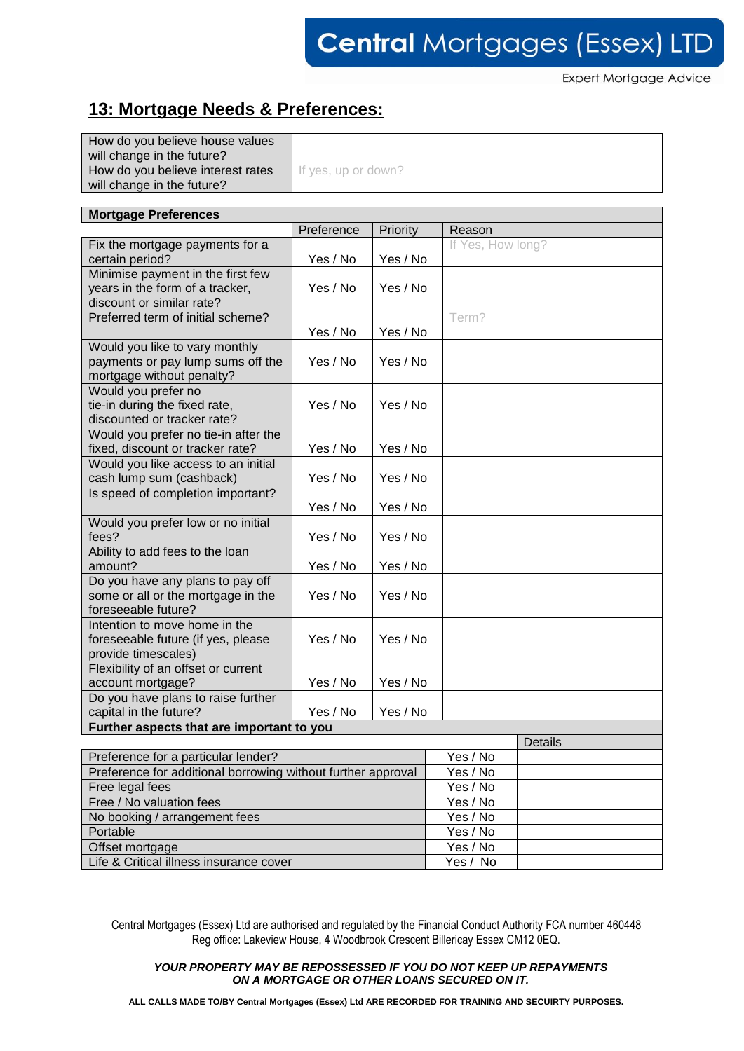## 13: Mortgage Needs & Preferences:

| | |
|---|---|
| How do you believe house values will change in the future? | |
| How do you believe interest rates will change in the future? | If yes, up or down? |

| Mortgage Preferences | | | |
|---|---|---|---|
| | Preference | Priority | Reason |
| Fix the mortgage payments for a certain period? | Yes / No | Yes / No | If Yes, How long? |
| Minimise payment in the first few years in the form of a tracker, discount or similar rate? | Yes / No | Yes / No | |
| Preferred term of initial scheme? | Yes / No | Yes / No | Term? |
| Would you like to vary monthly payments or pay lump sums off the mortgage without penalty? | Yes / No | Yes / No | |
| Would you prefer no tie-in during the fixed rate, discounted or tracker rate? | Yes / No | Yes / No | |
| Would you prefer no tie-in after the fixed, discount or tracker rate? | Yes / No | Yes / No | |
| Would you like access to an initial cash lump sum (cashback) | Yes / No | Yes / No | |
| Is speed of completion important? | Yes / No | Yes / No | |
| Would you prefer low or no initial fees? | Yes / No | Yes / No | |
| Ability to add fees to the loan amount? | Yes / No | Yes / No | |
| Do you have any plans to pay off some or all or the mortgage in the foreseeable future? | Yes / No | Yes / No | |
| Intention to move home in the foreseeable future (if yes, please provide timescales) | Yes / No | Yes / No | |
| Flexibility of an offset or current account mortgage? | Yes / No | Yes / No | |
| Do you have plans to raise further capital in the future? | Yes / No | Yes / No | |

| Further aspects that are important to you | | |
|---|---|---|
| | | Details |
| Preference for a particular lender? | Yes / No | |
| Preference for additional borrowing without further approval | Yes / No | |
| Free legal fees | Yes / No | |
| Free / No valuation fees | Yes / No | |
| No booking / arrangement fees | Yes / No | |
| Portable | Yes / No | |
| Offset mortgage | Yes / No | |
| Life & Critical illness insurance cover | Yes / No | |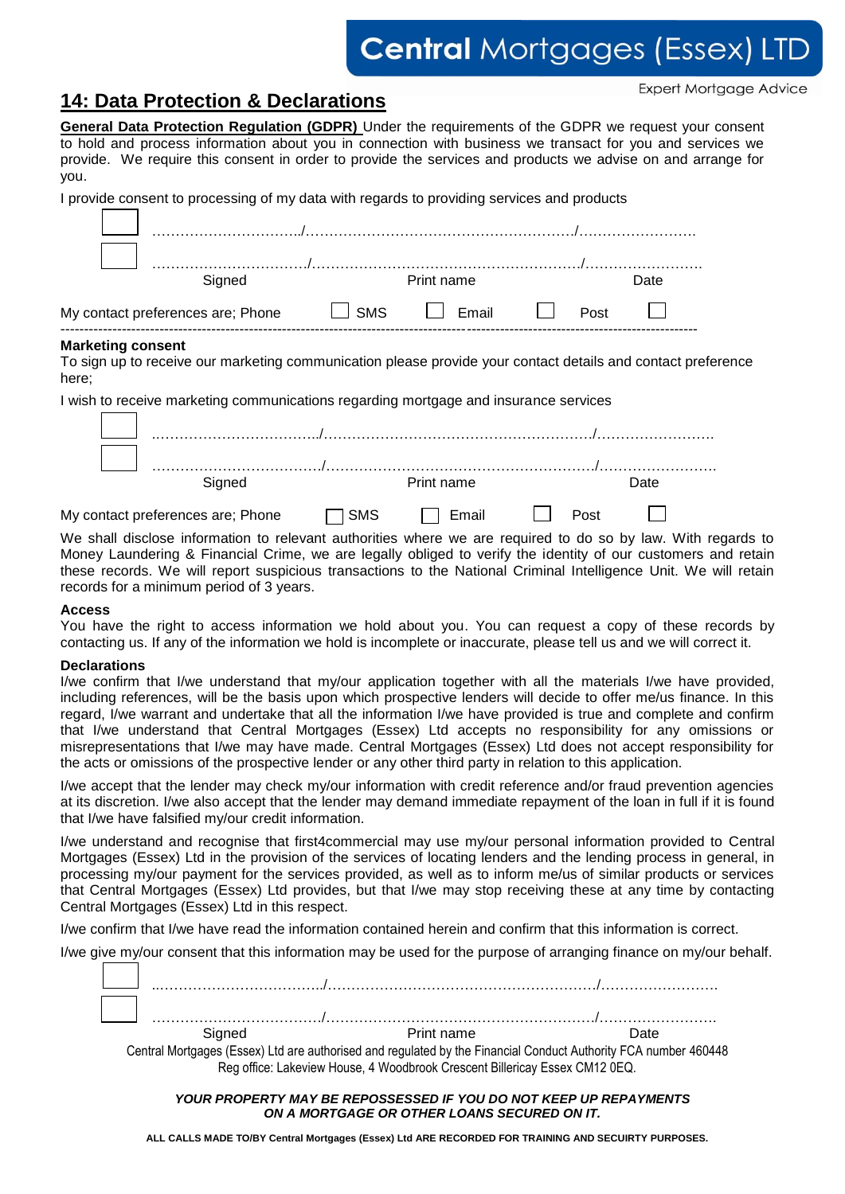# Central Mortgages (Essex) LTD

Expert Mortgage Advice

## 14: Data Protection & Declarations

**General Data Protection Regulation (GDPR)** Under the requirements of the GDPR we request your consent to hold and process information about you in connection with business we transact for you and services we provide. We require this consent in order to provide the services and products we advise on and arrange for you.

I provide consent to processing of my data with regards to providing services and products

☐ ………………………../………………………………………………./…………………….

☐ ………………………../………………………………………………./…………………….

Signed — Print name — Date

My contact preferences are; Phone ☐ SMS ☐ Email ☐ Post ☐

---

**Marketing consent**

To sign up to receive our marketing communication please provide your contact details and contact preference here;

I wish to receive marketing communications regarding mortgage and insurance services

☐ ………………………../………………………………………………./…………………….

☐ ………………………../………………………………………………./…………………….

Signed — Print name — Date

My contact preferences are; Phone ☐ SMS ☐ Email ☐ Post ☐

We shall disclose information to relevant authorities where we are required to do so by law. With regards to Money Laundering & Financial Crime, we are legally obliged to verify the identity of our customers and retain these records. We will report suspicious transactions to the National Criminal Intelligence Unit. We will retain records for a minimum period of 3 years.

**Access**

You have the right to access information we hold about you. You can request a copy of these records by contacting us. If any of the information we hold is incomplete or inaccurate, please tell us and we will correct it.

**Declarations**

I/we confirm that I/we understand that my/our application together with all the materials I/we have provided, including references, will be the basis upon which prospective lenders will decide to offer me/us finance. In this regard, I/we warrant and undertake that all the information I/we have provided is true and complete and confirm that I/we understand that Central Mortgages (Essex) Ltd accepts no responsibility for any omissions or misrepresentations that I/we may have made. Central Mortgages (Essex) Ltd does not accept responsibility for the acts or omissions of the prospective lender or any other third party in relation to this application.

I/we accept that the lender may check my/our information with credit reference and/or fraud prevention agencies at its discretion. I/we also accept that the lender may demand immediate repayment of the loan in full if it is found that I/we have falsified my/our credit information.

I/we understand and recognise that first4commercial may use my/our personal information provided to Central Mortgages (Essex) Ltd in the provision of the services of locating lenders and the lending process in general, in processing my/our payment for the services provided, as well as to inform me/us of similar products or services that Central Mortgages (Essex) Ltd provides, but that I/we may stop receiving these at any time by contacting Central Mortgages (Essex) Ltd in this respect.

I/we confirm that I/we have read the information contained herein and confirm that this information is correct.

I/we give my/our consent that this information may be used for the purpose of arranging finance on my/our behalf.

☐ ………………………../………………………………………………./…………………….

☐ ………………………../………………………………………………./…………………….

Signed — Print name — Date

Central Mortgages (Essex) Ltd are authorised and regulated by the Financial Conduct Authority FCA number 460448
Reg office: Lakeview House, 4 Woodbrook Crescent Billericay Essex CM12 0EQ.

***YOUR PROPERTY MAY BE REPOSSESSED IF YOU DO NOT KEEP UP REPAYMENTS ON A MORTGAGE OR OTHER LOANS SECURED ON IT.***

**ALL CALLS MADE TO/BY Central Mortgages (Essex) Ltd ARE RECORDED FOR TRAINING AND SECUIRTY PURPOSES.**